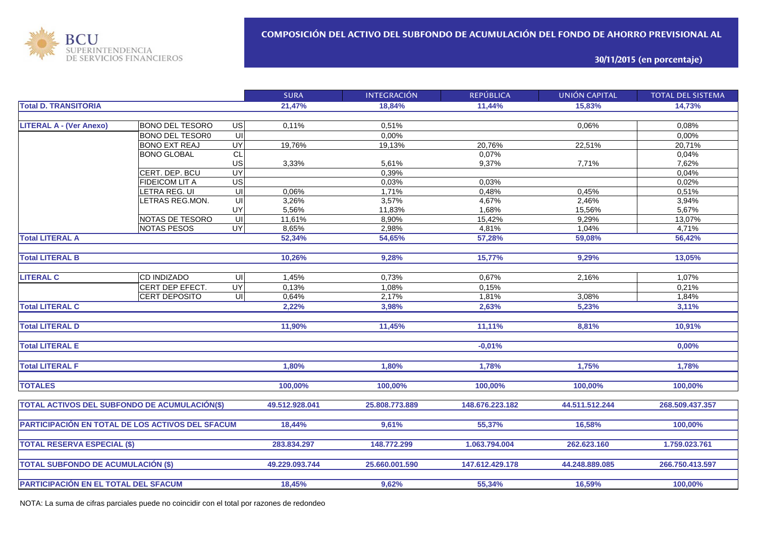BCU SUPERINTENDENCIA DE SERVICIOS FINANCIEROS

## COMPOSICIÓN DEL ACTIVO DEL SUBFONDO DE ACUMULACIÓN DEL FONDO DE AHORRO PREVISIONAL AL

### 30/11/2015 (en porcentaje)

| | | | SURA | INTEGRACIÓN | REPÚBLICA | UNIÓN CAPITAL | TOTAL DEL SISTEMA |
|---|---|---|---|---|---|---|---|
| **Total D. TRANSITORIA** | | | **21,47%** | **18,84%** | **11,44%** | **15,83%** | **14,73%** |
| **LITERAL A - (Ver Anexo)** | BONO DEL TESORO | US | 0,11% | 0,51% | | 0,06% | 0,08% |
| | BONO DEL TESOR0 | UI | | 0,00% | | | 0,00% |
| | BONO EXT REAJ | UY | 19,76% | 19,13% | 20,76% | 22,51% | 20,71% |
| | BONO GLOBAL | CL | | | 0,07% | | 0,04% |
| | | US | 3,33% | 5,61% | 9,37% | 7,71% | 7,62% |
| | CERT. DEP. BCU | UY | | 0,39% | | | 0,04% |
| | FIDEICOM LIT A | US | | 0,03% | 0,03% | | 0,02% |
| | LETRA REG. UI | UI | 0,06% | 1,71% | 0,48% | 0,45% | 0,51% |
| | LETRAS REG.MON. | UI | 3,26% | 3,57% | 4,67% | 2,46% | 3,94% |
| | | UY | 5,56% | 11,83% | 1,68% | 15,56% | 5,67% |
| | NOTAS DE TESORO | UI | 11,61% | 8,90% | 15,42% | 9,29% | 13,07% |
| | NOTAS PESOS | UY | 8,65% | 2,98% | 4,81% | 1,04% | 4,71% |
| **Total LITERAL A** | | | **52,34%** | **54,65%** | **57,28%** | **59,08%** | **56,42%** |
| **Total LITERAL B** | | | **10,26%** | **9,28%** | **15,77%** | **9,29%** | **13,05%** |
| **LITERAL C** | CD INDIZADO | UI | 1,45% | 0,73% | 0,67% | 2,16% | 1,07% |
| | CERT DEP EFECT. | UY | 0,13% | 1,08% | 0,15% | | 0,21% |
| | CERT DEPOSITO | UI | 0,64% | 2,17% | 1,81% | 3,08% | 1,84% |
| **Total LITERAL C** | | | **2,22%** | **3,98%** | **2,63%** | **5,23%** | **3,11%** |
| **Total LITERAL D** | | | **11,90%** | **11,45%** | **11,11%** | **8,81%** | **10,91%** |
| **Total LITERAL E** | | | | | **-0,01%** | | **0,00%** |
| **Total LITERAL F** | | | **1,80%** | **1,80%** | **1,78%** | **1,75%** | **1,78%** |
| **TOTALES** | | | **100,00%** | **100,00%** | **100,00%** | **100,00%** | **100,00%** |
| **TOTAL ACTIVOS DEL SUBFONDO DE ACUMULACIÓN($)** | | | **49.512.928.041** | **25.808.773.889** | **148.676.223.182** | **44.511.512.244** | **268.509.437.357** |
| **PARTICIPACIÓN EN TOTAL DE LOS ACTIVOS DEL SFACUM** | | | **18,44%** | **9,61%** | **55,37%** | **16,58%** | **100,00%** |
| **TOTAL RESERVA ESPECIAL ($)** | | | **283.834.297** | **148.772.299** | **1.063.794.004** | **262.623.160** | **1.759.023.761** |
| **TOTAL SUBFONDO DE ACUMULACIÓN ($)** | | | **49.229.093.744** | **25.660.001.590** | **147.612.429.178** | **44.248.889.085** | **266.750.413.597** |
| **PARTICIPACIÓN EN EL TOTAL DEL SFACUM** | | | **18,45%** | **9,62%** | **55,34%** | **16,59%** | **100,00%** |

NOTA: La suma de cifras parciales puede no coincidir con el total por razones de redondeo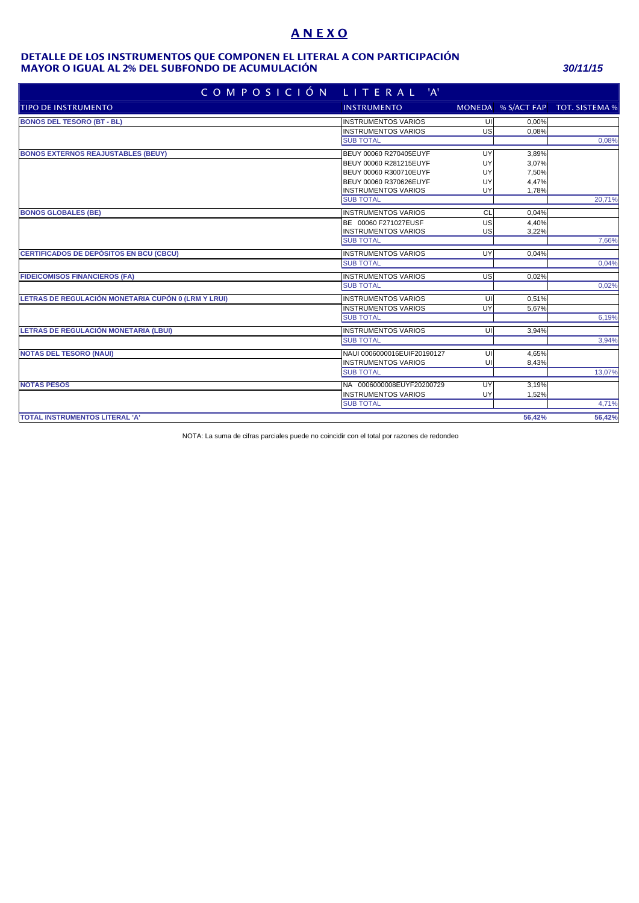# ANEXO

## DETALLE DE LOS INSTRUMENTOS QUE COMPONEN EL LITERAL A CON PARTICIPACIÓN MAYOR O IGUAL AL 2% DEL SUBFONDO DE ACUMULACIÓN

*30/11/15*

| COMPOSICIÓN LITERAL 'A' | | | | |
|---|---|---|---|---|
| TIPO DE INSTRUMENTO | INSTRUMENTO | MONEDA | % S/ACT FAP | TOT. SISTEMA % |
| **BONOS DEL TESORO (BT - BL)** | INSTRUMENTOS VARIOS | UI | 0,00% | |
| | INSTRUMENTOS VARIOS | US | 0,08% | |
| | SUB TOTAL | | | 0,08% |
| **BONOS EXTERNOS REAJUSTABLES (BEUY)** | BEUY 00060 R270405EUYF | UY | 3,89% | |
| | BEUY 00060 R281215EUYF | UY | 3,07% | |
| | BEUY 00060 R300710EUYF | UY | 7,50% | |
| | BEUY 00060 R370626EUYF | UY | 4,47% | |
| | INSTRUMENTOS VARIOS | UY | 1,78% | |
| | SUB TOTAL | | | 20,71% |
| **BONOS GLOBALES (BE)** | INSTRUMENTOS VARIOS | CL | 0,04% | |
| | BE 00060 F271027EUSF | US | 4,40% | |
| | INSTRUMENTOS VARIOS | US | 3,22% | |
| | SUB TOTAL | | | 7,66% |
| **CERTIFICADOS DE DEPÓSITOS EN BCU (CBCU)** | INSTRUMENTOS VARIOS | UY | 0,04% | |
| | SUB TOTAL | | | 0,04% |
| **FIDEICOMISOS FINANCIEROS (FA)** | INSTRUMENTOS VARIOS | US | 0,02% | |
| | SUB TOTAL | | | 0,02% |
| **LETRAS DE REGULACIÓN MONETARIA CUPÓN 0 (LRM Y LRUI)** | INSTRUMENTOS VARIOS | UI | 0,51% | |
| | INSTRUMENTOS VARIOS | UY | 5,67% | |
| | SUB TOTAL | | | 6,19% |
| **LETRAS DE REGULACIÓN MONETARIA (LBUI)** | INSTRUMENTOS VARIOS | UI | 3,94% | |
| | SUB TOTAL | | | 3,94% |
| **NOTAS DEL TESORO (NAUI)** | NAUI 0006000016EUIF20190127 | UI | 4,65% | |
| | INSTRUMENTOS VARIOS | UI | 8,43% | |
| | SUB TOTAL | | | 13,07% |
| **NOTAS PESOS** | NA 0006000008EUYF20200729 | UY | 3,19% | |
| | INSTRUMENTOS VARIOS | UY | 1,52% | |
| | SUB TOTAL | | | 4,71% |
| **TOTAL INSTRUMENTOS LITERAL 'A'** | | | **56,42%** | **56,42%** |

NOTA: La suma de cifras parciales puede no coincidir con el total por razones de redondeo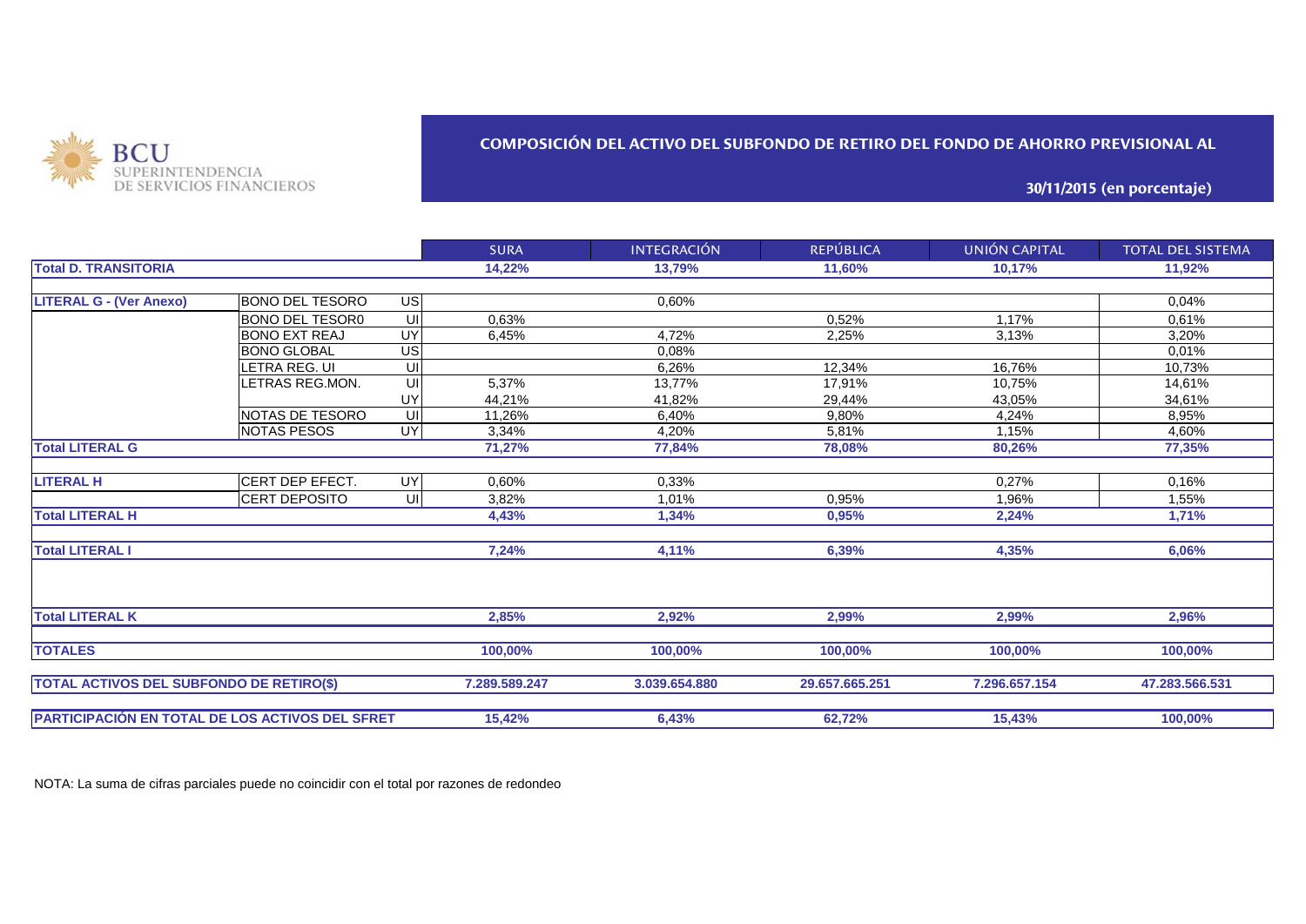BCU SUPERINTENDENCIA DE SERVICIOS FINANCIEROS

## COMPOSICIÓN DEL ACTIVO DEL SUBFONDO DE RETIRO DEL FONDO DE AHORRO PREVISIONAL AL

### 30/11/2015 (en porcentaje)

| | | | SURA | INTEGRACIÓN | REPÚBLICA | UNIÓN CAPITAL | TOTAL DEL SISTEMA |
|---|---|---|---|---|---|---|---|
| **Total D. TRANSITORIA** | | | **14,22%** | **13,79%** | **11,60%** | **10,17%** | **11,92%** |
| **LITERAL G - (Ver Anexo)** | BONO DEL TESORO | US | | 0,60% | | | 0,04% |
| | BONO DEL TESOR0 | UI | 0,63% | | 0,52% | 1,17% | 0,61% |
| | BONO EXT REAJ | UY | 6,45% | 4,72% | 2,25% | 3,13% | 3,20% |
| | BONO GLOBAL | US | | 0,08% | | | 0,01% |
| | LETRA REG. UI | UI | | 6,26% | 12,34% | 16,76% | 10,73% |
| | LETRAS REG.MON. | UI | 5,37% | 13,77% | 17,91% | 10,75% | 14,61% |
| | | UY | 44,21% | 41,82% | 29,44% | 43,05% | 34,61% |
| | NOTAS DE TESORO | UI | 11,26% | 6,40% | 9,80% | 4,24% | 8,95% |
| | NOTAS PESOS | UY | 3,34% | 4,20% | 5,81% | 1,15% | 4,60% |
| **Total LITERAL G** | | | **71,27%** | **77,84%** | **78,08%** | **80,26%** | **77,35%** |
| **LITERAL H** | CERT DEP EFECT. | UY | 0,60% | 0,33% | | 0,27% | 0,16% |
| | CERT DEPOSITO | UI | 3,82% | 1,01% | 0,95% | 1,96% | 1,55% |
| **Total LITERAL H** | | | **4,43%** | **1,34%** | **0,95%** | **2,24%** | **1,71%** |
| **Total LITERAL I** | | | **7,24%** | **4,11%** | **6,39%** | **4,35%** | **6,06%** |
| **Total LITERAL K** | | | **2,85%** | **2,92%** | **2,99%** | **2,99%** | **2,96%** |
| **TOTALES** | | | **100,00%** | **100,00%** | **100,00%** | **100,00%** | **100,00%** |
| **TOTAL ACTIVOS DEL SUBFONDO DE RETIRO($)** | | | **7.289.589.247** | **3.039.654.880** | **29.657.665.251** | **7.296.657.154** | **47.283.566.531** |
| **PARTICIPACIÓN EN TOTAL DE LOS ACTIVOS DEL SFRET** | | | **15,42%** | **6,43%** | **62,72%** | **15,43%** | **100,00%** |

NOTA: La suma de cifras parciales puede no coincidir con el total por razones de redondeo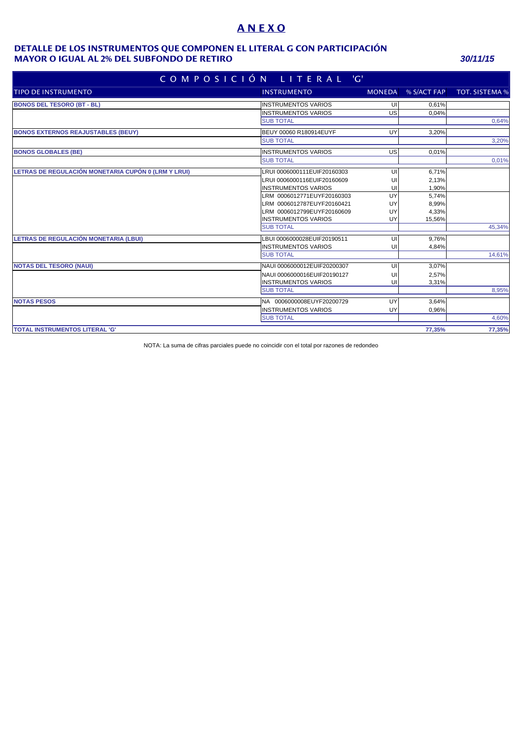# ANEXO

## DETALLE DE LOS INSTRUMENTOS QUE COMPONEN EL LITERAL G CON PARTICIPACIÓN MAYOR O IGUAL AL 2% DEL SUBFONDO DE RETIRO

*30/11/15*

| COMPOSICIÓN LITERAL 'G' | | | | |
|---|---|---|---|---|
| TIPO DE INSTRUMENTO | INSTRUMENTO | MONEDA | % S/ACT FAP | TOT. SISTEMA % |
| **BONOS DEL TESORO (BT - BL)** | INSTRUMENTOS VARIOS | UI | 0,61% | |
| | INSTRUMENTOS VARIOS | US | 0,04% | |
| | SUB TOTAL | | | 0,64% |
| **BONOS EXTERNOS REAJUSTABLES (BEUY)** | BEUY 00060 R180914EUYF | UY | 3,20% | |
| | SUB TOTAL | | | 3,20% |
| **BONOS GLOBALES (BE)** | INSTRUMENTOS VARIOS | US | 0,01% | |
| | SUB TOTAL | | | 0,01% |
| **LETRAS DE REGULACIÓN MONETARIA CUPÓN 0 (LRM Y LRUI)** | LRUI 0006000111EUIF20160303 | UI | 6,71% | |
| | LRUI 0006000116EUIF20160609 | UI | 2,13% | |
| | INSTRUMENTOS VARIOS | UI | 1,90% | |
| | LRM 0006012771EUYF20160303 | UY | 5,74% | |
| | LRM 0006012787EUYF20160421 | UY | 8,99% | |
| | LRM 0006012799EUYF20160609 | UY | 4,33% | |
| | INSTRUMENTOS VARIOS | UY | 15,56% | |
| | SUB TOTAL | | | 45,34% |
| **LETRAS DE REGULACIÓN MONETARIA (LBUI)** | LBUI 0006000028EUIF20190511 | UI | 9,76% | |
| | INSTRUMENTOS VARIOS | UI | 4,84% | |
| | SUB TOTAL | | | 14,61% |
| **NOTAS DEL TESORO (NAUI)** | NAUI 0006000012EUIF20200307 | UI | 3,07% | |
| | NAUI 0006000016EUIF20190127 | UI | 2,57% | |
| | INSTRUMENTOS VARIOS | UI | 3,31% | |
| | SUB TOTAL | | | 8,95% |
| **NOTAS PESOS** | NA 0006000008EUYF20200729 | UY | 3,64% | |
| | INSTRUMENTOS VARIOS | UY | 0,96% | |
| | SUB TOTAL | | | 4,60% |
| **TOTAL INSTRUMENTOS LITERAL 'G'** | | | **77,35%** | **77,35%** |

NOTA: La suma de cifras parciales puede no coincidir con el total por razones de redondeo